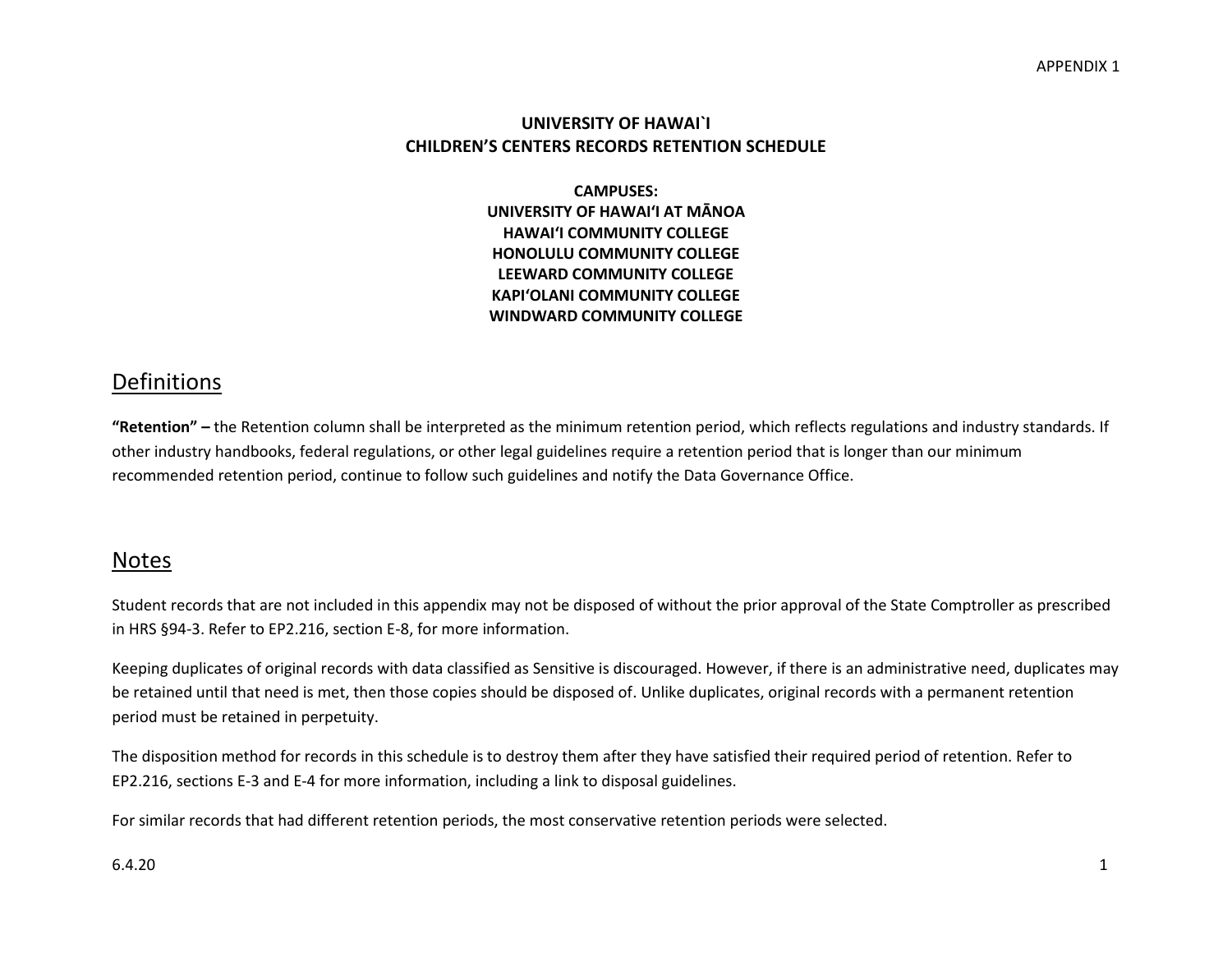APPENDIX 1

**UNIVERSITY OF HAWAI`I**
**CHILDREN'S CENTERS RECORDS RETENTION SCHEDULE**

**CAMPUSES:**
**UNIVERSITY OF HAWAI'I AT MĀNOA**
**HAWAI'I COMMUNITY COLLEGE**
**HONOLULU COMMUNITY COLLEGE**
**LEEWARD COMMUNITY COLLEGE**
**KAPI'OLANI COMMUNITY COLLEGE**
**WINDWARD COMMUNITY COLLEGE**

## Definitions

**"Retention" –** the Retention column shall be interpreted as the minimum retention period, which reflects regulations and industry standards. If other industry handbooks, federal regulations, or other legal guidelines require a retention period that is longer than our minimum recommended retention period, continue to follow such guidelines and notify the Data Governance Office.

## Notes

Student records that are not included in this appendix may not be disposed of without the prior approval of the State Comptroller as prescribed in HRS §94-3. Refer to EP2.216, section E-8, for more information.

Keeping duplicates of original records with data classified as Sensitive is discouraged. However, if there is an administrative need, duplicates may be retained until that need is met, then those copies should be disposed of. Unlike duplicates, original records with a permanent retention period must be retained in perpetuity.

The disposition method for records in this schedule is to destroy them after they have satisfied their required period of retention. Refer to EP2.216, sections E-3 and E-4 for more information, including a link to disposal guidelines.

For similar records that had different retention periods, the most conservative retention periods were selected.

6.4.20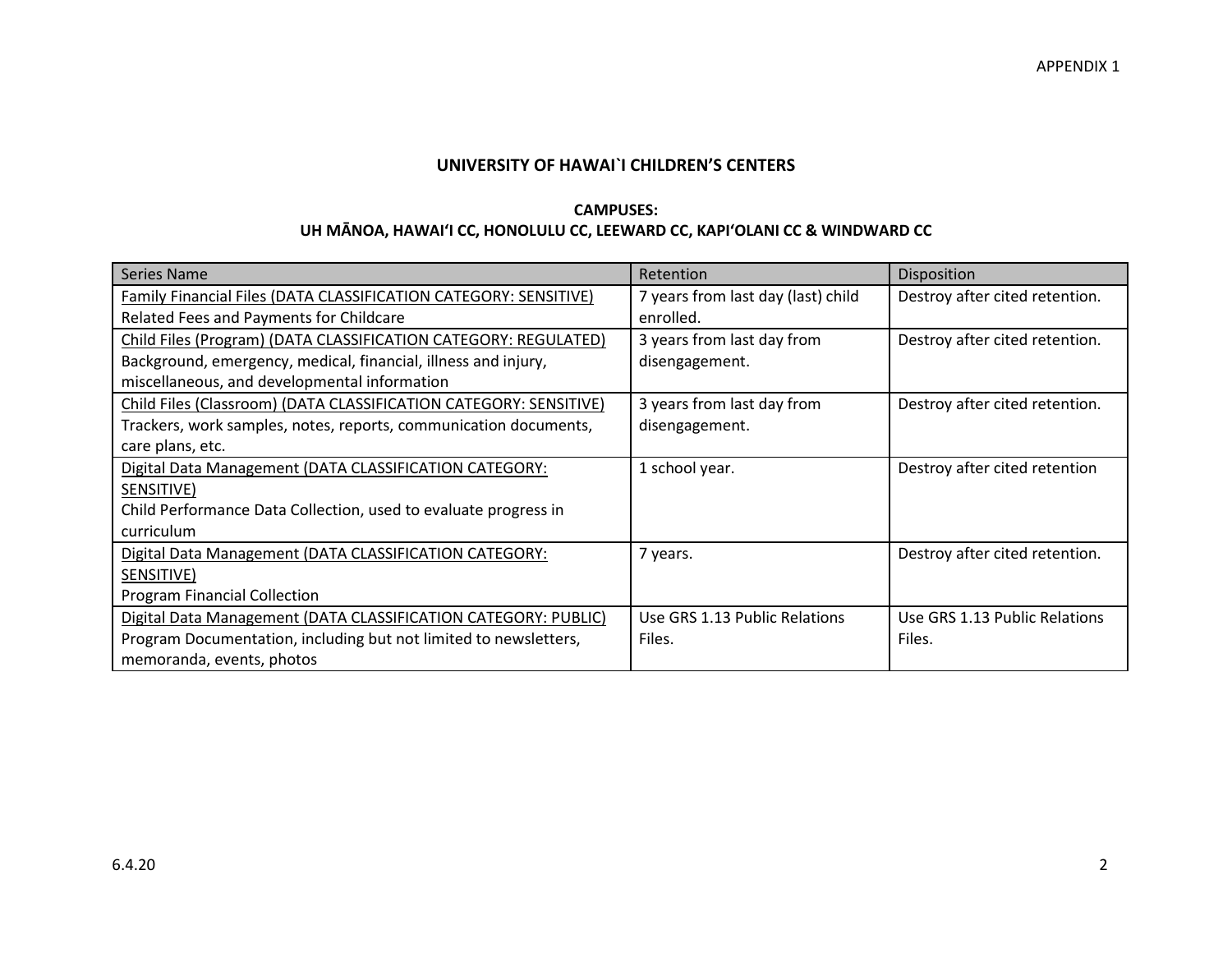APPENDIX 1

**UNIVERSITY OF HAWAI`I CHILDREN'S CENTERS**

**CAMPUSES:**
**UH MĀNOA, HAWAI'I CC, HONOLULU CC, LEEWARD CC, KAPI'OLANI CC & WINDWARD CC**

| Series Name | Retention | Disposition |
|---|---|---|
| Family Financial Files (DATA CLASSIFICATION CATEGORY: SENSITIVE)<br>Related Fees and Payments for Childcare | 7 years from last day (last) child enrolled. | Destroy after cited retention. |
| Child Files (Program) (DATA CLASSIFICATION CATEGORY: REGULATED)<br>Background, emergency, medical, financial, illness and injury, miscellaneous, and developmental information | 3 years from last day from disengagement. | Destroy after cited retention. |
| Child Files (Classroom) (DATA CLASSIFICATION CATEGORY: SENSITIVE)<br>Trackers, work samples, notes, reports, communication documents, care plans, etc. | 3 years from last day from disengagement. | Destroy after cited retention. |
| Digital Data Management (DATA CLASSIFICATION CATEGORY: SENSITIVE)<br>Child Performance Data Collection, used to evaluate progress in curriculum | 1 school year. | Destroy after cited retention |
| Digital Data Management (DATA CLASSIFICATION CATEGORY: SENSITIVE)<br>Program Financial Collection | 7 years. | Destroy after cited retention. |
| Digital Data Management (DATA CLASSIFICATION CATEGORY: PUBLIC)<br>Program Documentation, including but not limited to newsletters, memoranda, events, photos | Use GRS 1.13 Public Relations Files. | Use GRS 1.13 Public Relations Files. |

6.4.20